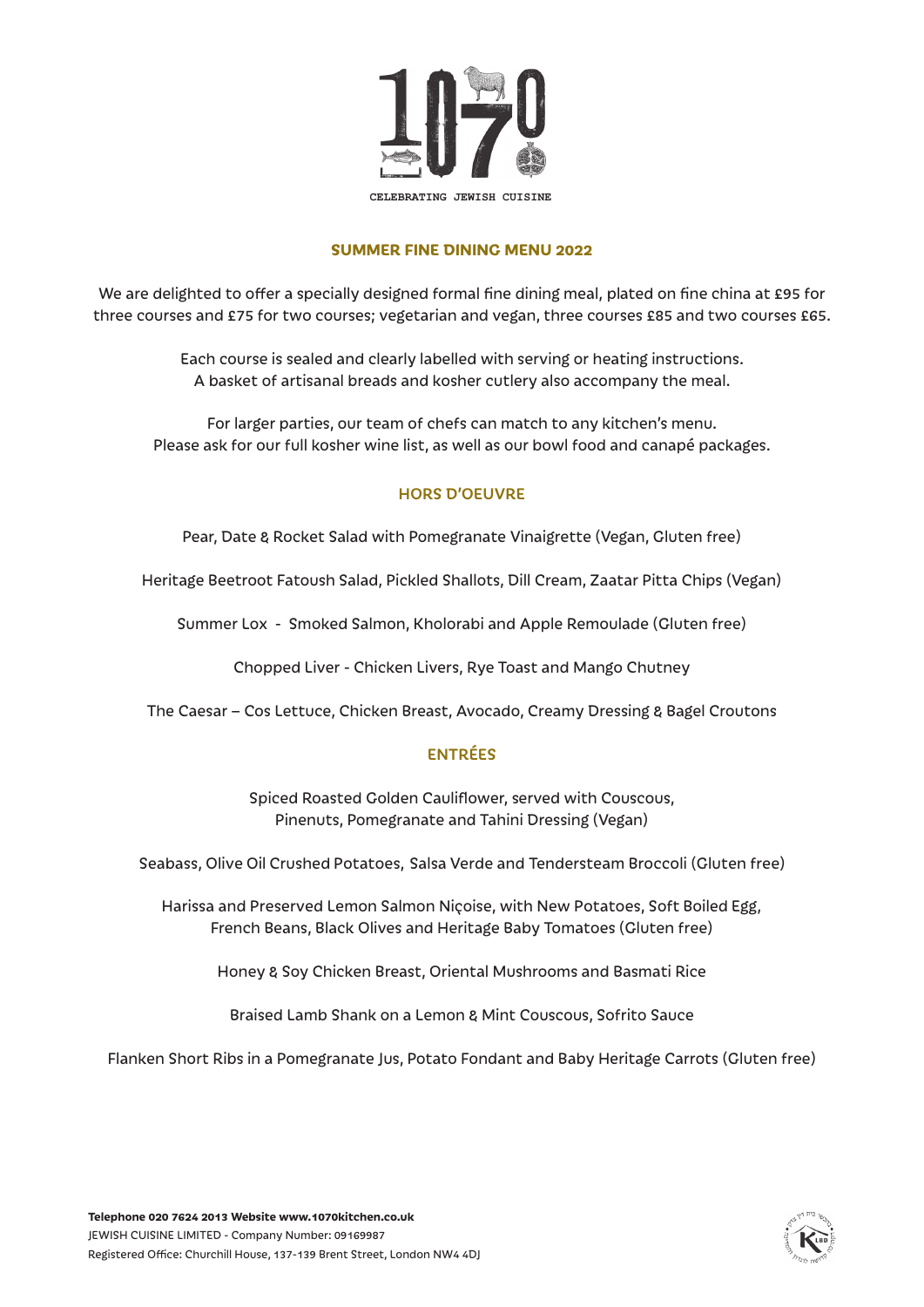# 1070

CELEBRATING JEWISH CUISINE

## SUMMER FINE DINING MENU 2022

We are delighted to offer a specially designed formal fine dining meal, plated on fine china at £95 for three courses and £75 for two courses; vegetarian and vegan, three courses £85 and two courses £65.

Each course is sealed and clearly labelled with serving or heating instructions.
A basket of artisanal breads and kosher cutlery also accompany the meal.

For larger parties, our team of chefs can match to any kitchen's menu.
Please ask for our full kosher wine list, as well as our bowl food and canapé packages.

### HORS D'OEUVRE

Pear, Date & Rocket Salad with Pomegranate Vinaigrette (Vegan, Gluten free)

Heritage Beetroot Fatoush Salad, Pickled Shallots, Dill Cream, Zaatar Pitta Chips (Vegan)

Summer Lox - Smoked Salmon, Kholorabi and Apple Remoulade (Gluten free)

Chopped Liver - Chicken Livers, Rye Toast and Mango Chutney

The Caesar – Cos Lettuce, Chicken Breast, Avocado, Creamy Dressing & Bagel Croutons

### ENTRÉES

Spiced Roasted Golden Cauliflower, served with Couscous,
Pinenuts, Pomegranate and Tahini Dressing (Vegan)

Seabass, Olive Oil Crushed Potatoes, Salsa Verde and Tendersteam Broccoli (Gluten free)

Harissa and Preserved Lemon Salmon Niçoise, with New Potatoes, Soft Boiled Egg,
French Beans, Black Olives and Heritage Baby Tomatoes (Gluten free)

Honey & Soy Chicken Breast, Oriental Mushrooms and Basmati Rice

Braised Lamb Shank on a Lemon & Mint Couscous, Sofrito Sauce

Flanken Short Ribs in a Pomegranate Jus, Potato Fondant and Baby Heritage Carrots (Gluten free)

**Telephone 020 7624 2013 Website www.1070kitchen.co.uk**
JEWISH CUISINE LIMITED - Company Number: 09169987
Registered Office: Churchill House, 137-139 Brent Street, London NW4 4DJ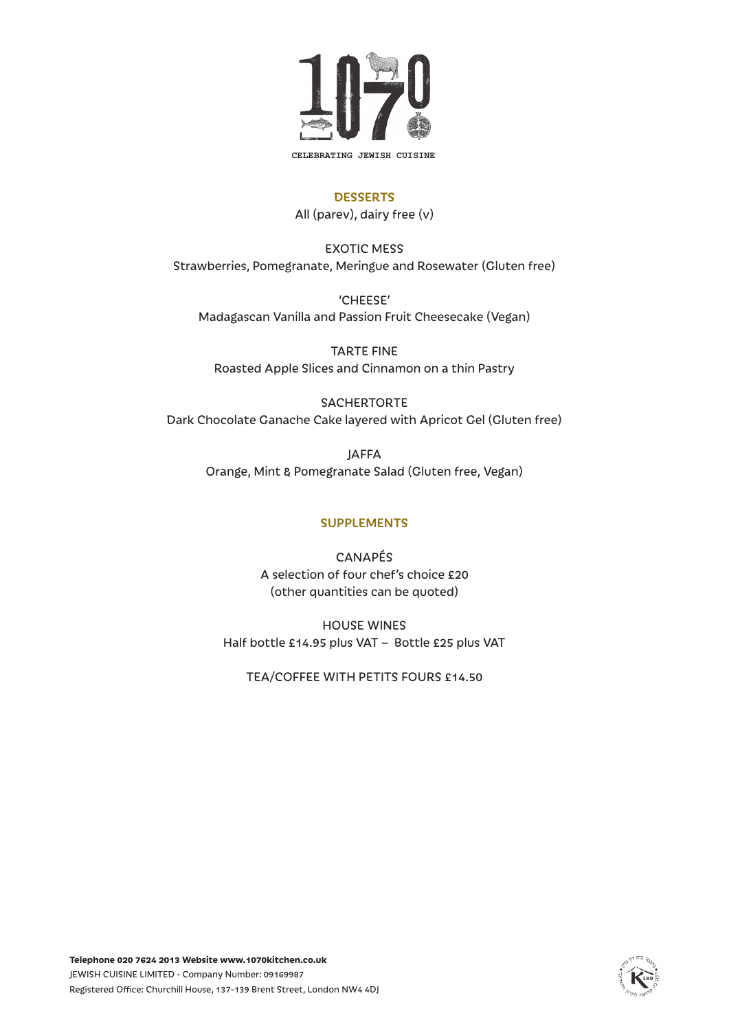# 1070

CELEBRATING JEWISH CUISINE

## DESSERTS

All (parev), dairy free (v)

EXOTIC MESS
Strawberries, Pomegranate, Meringue and Rosewater (Gluten free)

'CHEESE'
Madagascan Vanilla and Passion Fruit Cheesecake (Vegan)

TARTE FINE
Roasted Apple Slices and Cinnamon on a thin Pastry

SACHERTORTE
Dark Chocolate Ganache Cake layered with Apricot Gel (Gluten free)

JAFFA
Orange, Mint & Pomegranate Salad (Gluten free, Vegan)

## SUPPLEMENTS

CANAPÉS
A selection of four chef's choice £20
(other quantities can be quoted)

HOUSE WINES
Half bottle £14.95 plus VAT – Bottle £25 plus VAT

TEA/COFFEE WITH PETITS FOURS £14.50

**Telephone 020 7624 2013 Website www.1070kitchen.co.uk**
JEWISH CUISINE LIMITED - Company Number: 09169987
Registered Office: Churchill House, 137-139 Brent Street, London NW4 4DJ